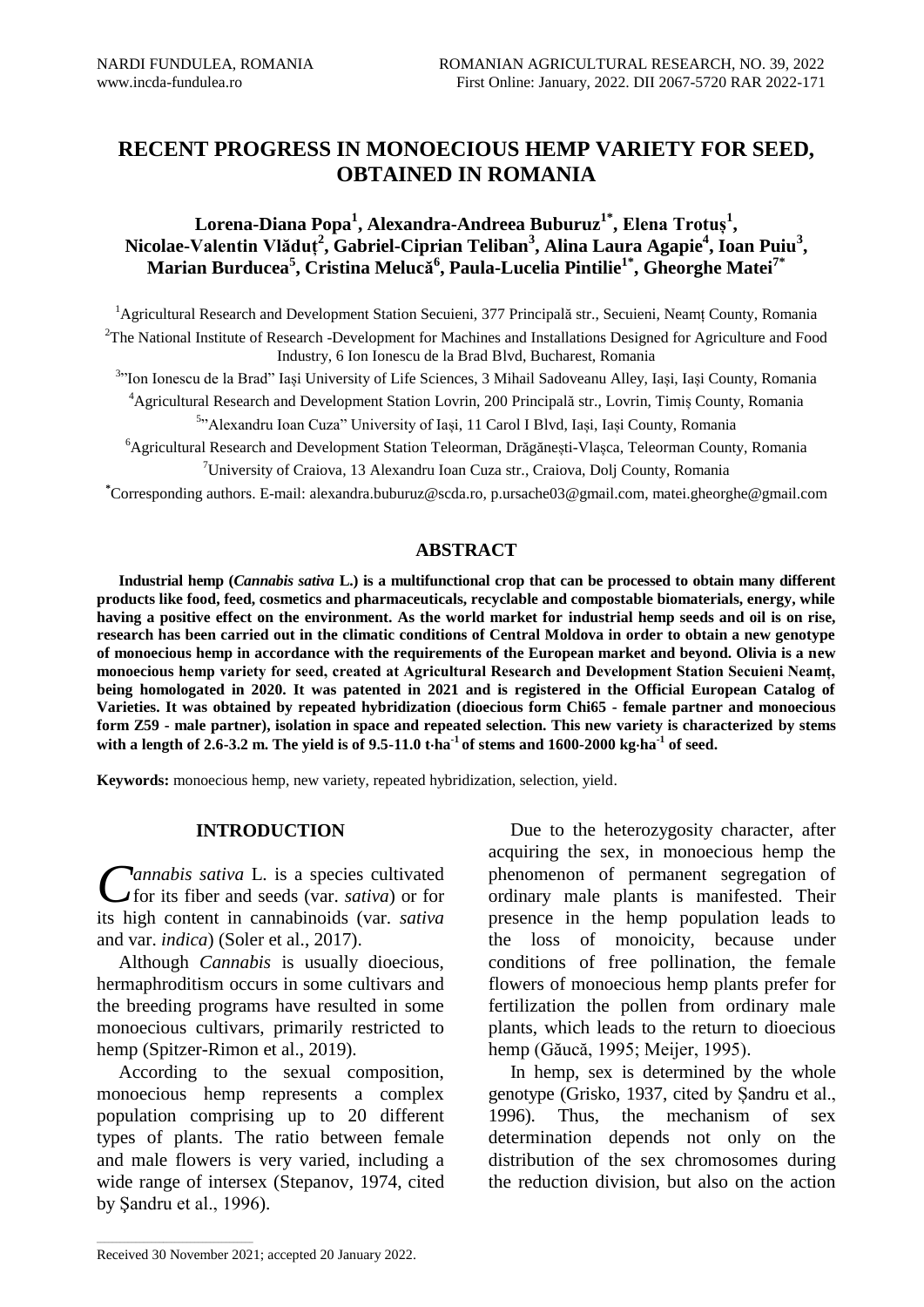# RECENT PROGRESS IN MONOECIOUS HEMP VARIETY FOR SEED, OBTAINED IN ROMANIA

**Lorena-Diana Popa[1], Alexandra-Andreea Buburuz[1*], Elena Trotuș[1], Nicolae-Valentin Vlăduț[2], Gabriel-Ciprian Teliban[3], Alina Laura Agapie[4], Ioan Puiu[3], Marian Burducea[5], Cristina Melucă[6], Paula-Lucelia Pintilie[1*], Gheorghe Matei[7*]**

[1]Agricultural Research and Development Station Secuieni, 377 Principală str., Secuieni, Neamț County, Romania

[2]The National Institute of Research -Development for Machines and Installations Designed for Agriculture and Food Industry, 6 Ion Ionescu de la Brad Blvd, Bucharest, Romania

[3]"Ion Ionescu de la Brad" Iași University of Life Sciences, 3 Mihail Sadoveanu Alley, Iași, Iași County, Romania

[4]Agricultural Research and Development Station Lovrin, 200 Principală str., Lovrin, Timiș County, Romania

[5]"Alexandru Ioan Cuza" University of Iași, 11 Carol I Blvd, Iași, Iași County, Romania

[6]Agricultural Research and Development Station Teleorman, Drăgănești-Vlașca, Teleorman County, Romania

[7]University of Craiova, 13 Alexandru Ioan Cuza str., Craiova, Dolj County, Romania

[*]Corresponding authors. E-mail: alexandra.buburuz@scda.ro, p.ursache03@gmail.com, matei.gheorghe@gmail.com

## ABSTRACT

**Industrial hemp (*Cannabis sativa* L.) is a multifunctional crop that can be processed to obtain many different products like food, feed, cosmetics and pharmaceuticals, recyclable and compostable biomaterials, energy, while having a positive effect on the environment. As the world market for industrial hemp seeds and oil is on rise, research has been carried out in the climatic conditions of Central Moldova in order to obtain a new genotype of monoecious hemp in accordance with the requirements of the European market and beyond. Olivia is a new monoecious hemp variety for seed, created at Agricultural Research and Development Station Secuieni Neamț, being homologated in 2020. It was patented in 2021 and is registered in the Official European Catalog of Varieties. It was obtained by repeated hybridization (dioecious form Chi65 - female partner and monoecious form Z59 - male partner), isolation in space and repeated selection. This new variety is characterized by stems with a length of 2.6-3.2 m. The yield is of 9.5-11.0 t·ha$^{-1}$ of stems and 1600-2000 kg·ha$^{-1}$ of seed.**

**Keywords:** monoecious hemp, new variety, repeated hybridization, selection, yield.

## INTRODUCTION

*Cannabis sativa* L. is a species cultivated for its fiber and seeds (var. *sativa*) or for its high content in cannabinoids (var. *sativa* and var. *indica*) (Soler et al., 2017).

Although *Cannabis* is usually dioecious, hermaphroditism occurs in some cultivars and the breeding programs have resulted in some monoecious cultivars, primarily restricted to hemp (Spitzer-Rimon et al., 2019).

According to the sexual composition, monoecious hemp represents a complex population comprising up to 20 different types of plants. The ratio between female and male flowers is very varied, including a wide range of intersex (Stepanov, 1974, cited by Șandru et al., 1996).

Due to the heterozygosity character, after acquiring the sex, in monoecious hemp the phenomenon of permanent segregation of ordinary male plants is manifested. Their presence in the hemp population leads to the loss of monoicity, because under conditions of free pollination, the female flowers of monoecious hemp plants prefer for fertilization the pollen from ordinary male plants, which leads to the return to dioecious hemp (Găucă, 1995; Meijer, 1995).

In hemp, sex is determined by the whole genotype (Grisko, 1937, cited by Șandru et al., 1996). Thus, the mechanism of sex determination depends not only on the distribution of the sex chromosomes during the reduction division, but also on the action

Received 30 November 2021; accepted 20 January 2022.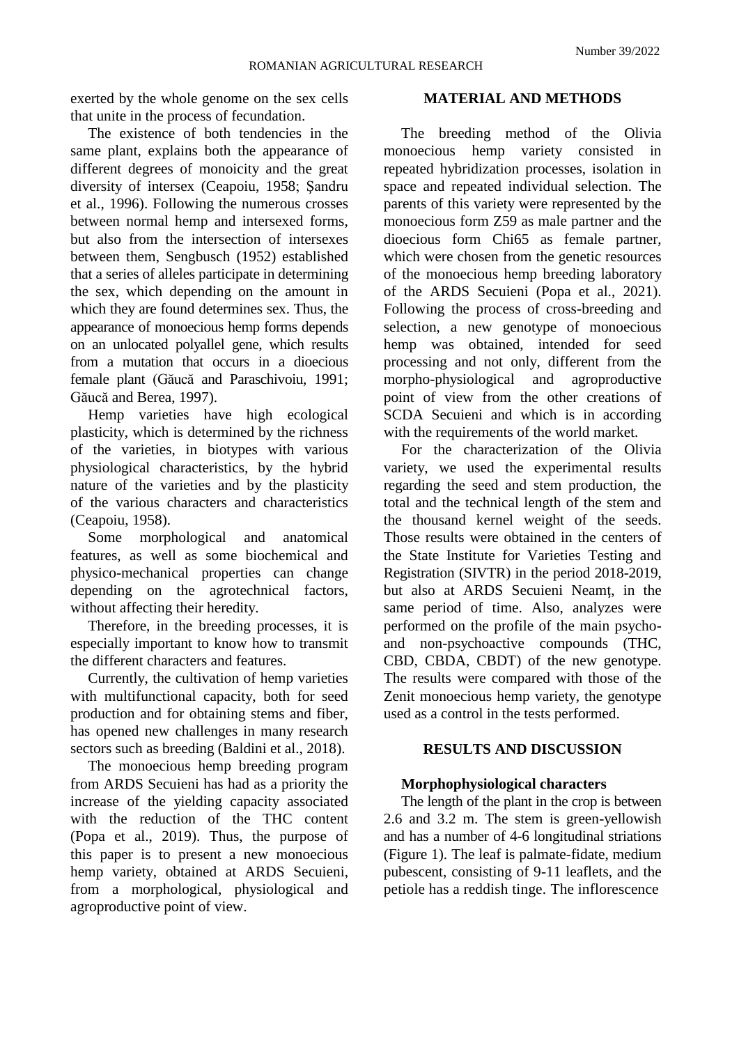exerted by the whole genome on the sex cells that unite in the process of fecundation.

The existence of both tendencies in the same plant, explains both the appearance of different degrees of monoicity and the great diversity of intersex (Ceapoiu, 1958; Șandru et al., 1996). Following the numerous crosses between normal hemp and intersexed forms, but also from the intersection of intersexes between them, Sengbusch (1952) established that a series of alleles participate in determining the sex, which depending on the amount in which they are found determines sex. Thus, the appearance of monoecious hemp forms depends on an unlocated polyallel gene, which results from a mutation that occurs in a dioecious female plant (Găucă and Paraschivoiu, 1991; Găucă and Berea, 1997).

Hemp varieties have high ecological plasticity, which is determined by the richness of the varieties, in biotypes with various physiological characteristics, by the hybrid nature of the varieties and by the plasticity of the various characters and characteristics (Ceapoiu, 1958).

Some morphological and anatomical features, as well as some biochemical and physico-mechanical properties can change depending on the agrotechnical factors, without affecting their heredity.

Therefore, in the breeding processes, it is especially important to know how to transmit the different characters and features.

Currently, the cultivation of hemp varieties with multifunctional capacity, both for seed production and for obtaining stems and fiber, has opened new challenges in many research sectors such as breeding (Baldini et al., 2018).

The monoecious hemp breeding program from ARDS Secuieni has had as a priority the increase of the yielding capacity associated with the reduction of the THC content (Popa et al., 2019). Thus, the purpose of this paper is to present a new monoecious hemp variety, obtained at ARDS Secuieni, from a morphological, physiological and agroproductive point of view.

## MATERIAL AND METHODS

The breeding method of the Olivia monoecious hemp variety consisted in repeated hybridization processes, isolation in space and repeated individual selection. The parents of this variety were represented by the monoecious form Z59 as male partner and the dioecious form Chi65 as female partner, which were chosen from the genetic resources of the monoecious hemp breeding laboratory of the ARDS Secuieni (Popa et al., 2021). Following the process of cross-breeding and selection, a new genotype of monoecious hemp was obtained, intended for seed processing and not only, different from the morpho-physiological and agroproductive point of view from the other creations of SCDA Secuieni and which is in according with the requirements of the world market.

For the characterization of the Olivia variety, we used the experimental results regarding the seed and stem production, the total and the technical length of the stem and the thousand kernel weight of the seeds. Those results were obtained in the centers of the State Institute for Varieties Testing and Registration (SIVTR) in the period 2018-2019, but also at ARDS Secuieni Neamț, in the same period of time. Also, analyzes were performed on the profile of the main psycho- and non-psychoactive compounds (THC, CBD, CBDA, CBDT) of the new genotype. The results were compared with those of the Zenit monoecious hemp variety, the genotype used as a control in the tests performed.

## RESULTS AND DISCUSSION

### Morphophysiological characters

The length of the plant in the crop is between 2.6 and 3.2 m. The stem is green-yellowish and has a number of 4-6 longitudinal striations (Figure 1). The leaf is palmate-fidate, medium pubescent, consisting of 9-11 leaflets, and the petiole has a reddish tinge. The inflorescence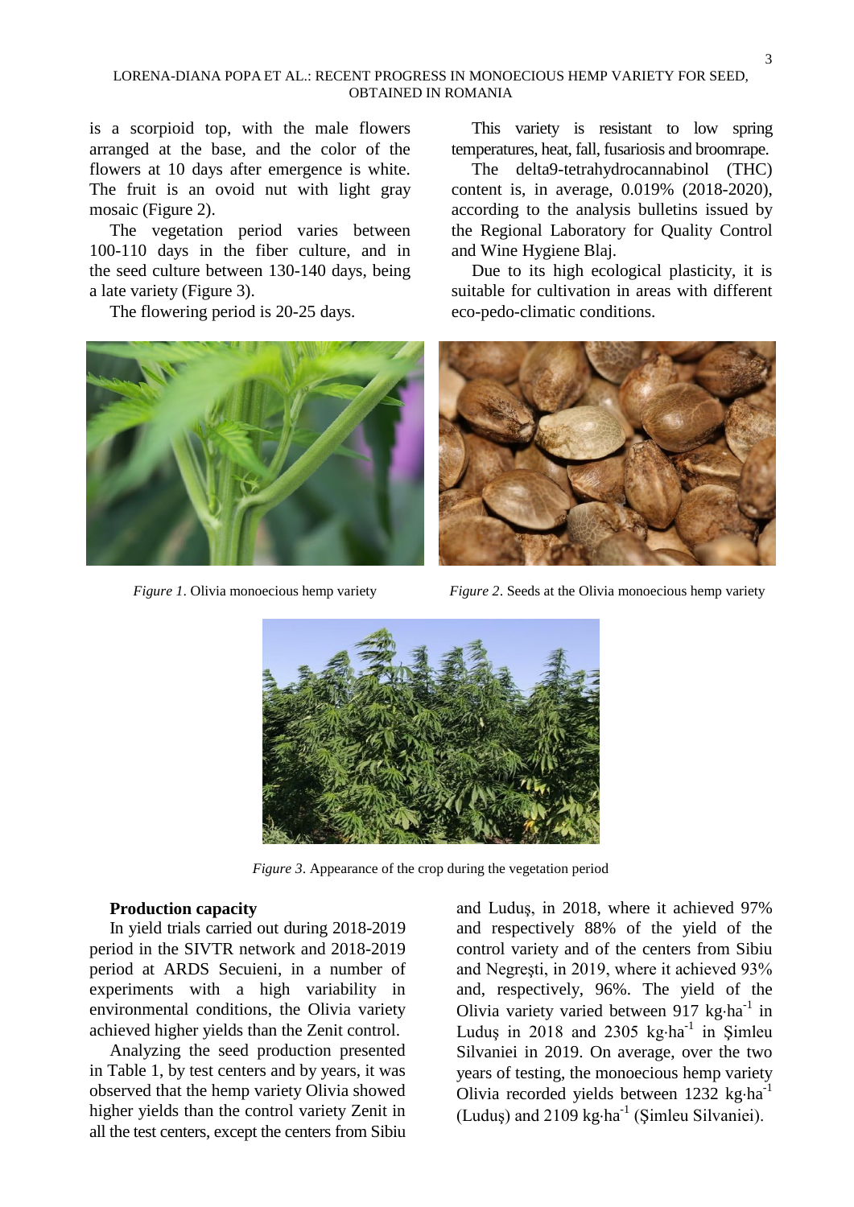is a scorpioid top, with the male flowers arranged at the base, and the color of the flowers at 10 days after emergence is white. The fruit is an ovoid nut with light gray mosaic (Figure 2).

The vegetation period varies between 100-110 days in the fiber culture, and in the seed culture between 130-140 days, being a late variety (Figure 3).

The flowering period is 20-25 days.

This variety is resistant to low spring temperatures, heat, fall, fusariosis and broomrape.

The delta9-tetrahydrocannabinol (THC) content is, in average, 0.019% (2018-2020), according to the analysis bulletins issued by the Regional Laboratory for Quality Control and Wine Hygiene Blaj.

Due to its high ecological plasticity, it is suitable for cultivation in areas with different eco-pedo-climatic conditions.

*Figure 1*. Olivia monoecious hemp variety

*Figure 2*. Seeds at the Olivia monoecious hemp variety

*Figure 3*. Appearance of the crop during the vegetation period

**Production capacity**

In yield trials carried out during 2018-2019 period in the SIVTR network and 2018-2019 period at ARDS Secuieni, in a number of experiments with a high variability in environmental conditions, the Olivia variety achieved higher yields than the Zenit control.

Analyzing the seed production presented in Table 1, by test centers and by years, it was observed that the hemp variety Olivia showed higher yields than the control variety Zenit in all the test centers, except the centers from Sibiu and Luduş, in 2018, where it achieved 97% and respectively 88% of the yield of the control variety and of the centers from Sibiu and Negreşti, in 2019, where it achieved 93% and, respectively, 96%. The yield of the Olivia variety varied between 917 $kg \cdot ha^{-1}$ in Luduş in 2018 and 2305 $kg \cdot ha^{-1}$ in Şimleu Silvaniei in 2019. On average, over the two years of testing, the monoecious hemp variety Olivia recorded yields between 1232 $kg \cdot ha^{-1}$ (Luduş) and 2109 $kg \cdot ha^{-1}$ (Şimleu Silvaniei).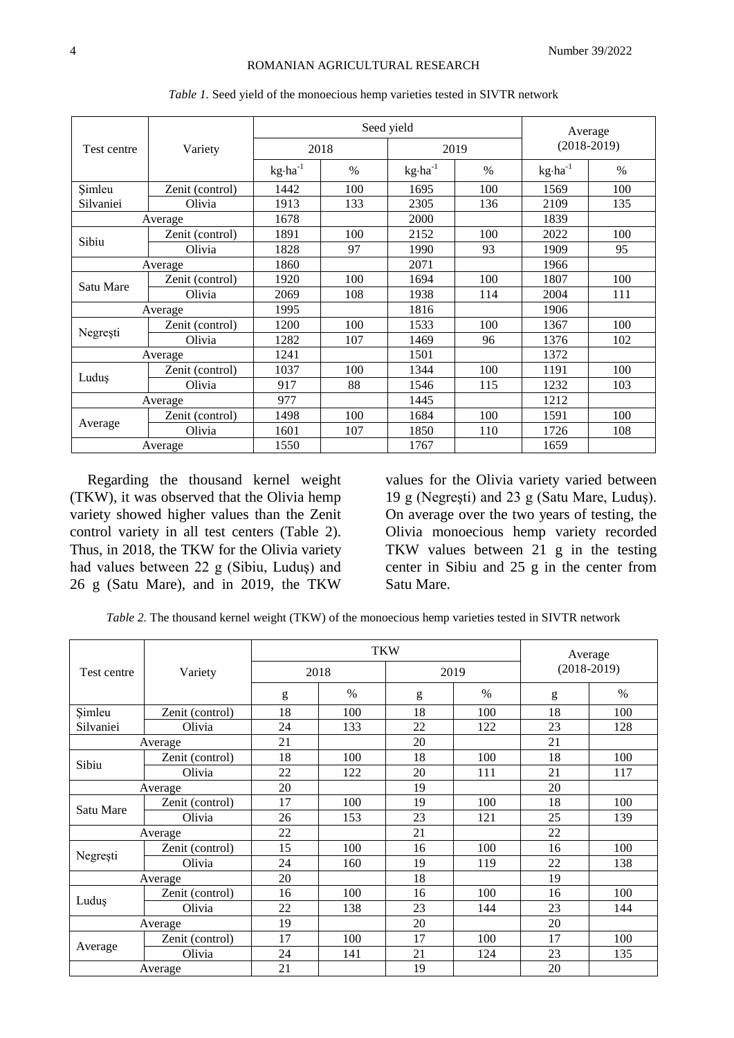*Table 1.* Seed yield of the monoecious hemp varieties tested in SIVTR network

| Test centre | Variety | Seed yield | | | | Average (2018-2019) | |
|---|---|---|---|---|---|---|---|
| | | 2018 | | 2019 | | | |
| | | $kg \cdot ha^{-1}$ | % | $kg \cdot ha^{-1}$ | % | $kg \cdot ha^{-1}$ | % |
| Şimleu Silvaniei | Zenit (control) | 1442 | 100 | 1695 | 100 | 1569 | 100 |
| | Olivia | 1913 | 133 | 2305 | 136 | 2109 | 135 |
| Average | | 1678 | | 2000 | | 1839 | |
| Sibiu | Zenit (control) | 1891 | 100 | 2152 | 100 | 2022 | 100 |
| | Olivia | 1828 | 97 | 1990 | 93 | 1909 | 95 |
| Average | | 1860 | | 2071 | | 1966 | |
| Satu Mare | Zenit (control) | 1920 | 100 | 1694 | 100 | 1807 | 100 |
| | Olivia | 2069 | 108 | 1938 | 114 | 2004 | 111 |
| Average | | 1995 | | 1816 | | 1906 | |
| Negreşti | Zenit (control) | 1200 | 100 | 1533 | 100 | 1367 | 100 |
| | Olivia | 1282 | 107 | 1469 | 96 | 1376 | 102 |
| Average | | 1241 | | 1501 | | 1372 | |
| Luduş | Zenit (control) | 1037 | 100 | 1344 | 100 | 1191 | 100 |
| | Olivia | 917 | 88 | 1546 | 115 | 1232 | 103 |
| Average | | 977 | | 1445 | | 1212 | |
| Average | Zenit (control) | 1498 | 100 | 1684 | 100 | 1591 | 100 |
| | Olivia | 1601 | 107 | 1850 | 110 | 1726 | 108 |
| Average | | 1550 | | 1767 | | 1659 | |

Regarding the thousand kernel weight (TKW), it was observed that the Olivia hemp variety showed higher values than the Zenit control variety in all test centers (Table 2). Thus, in 2018, the TKW for the Olivia variety had values between 22 g (Sibiu, Luduş) and 26 g (Satu Mare), and in 2019, the TKW values for the Olivia variety varied between 19 g (Negreşti) and 23 g (Satu Mare, Luduş). On average over the two years of testing, the Olivia monoecious hemp variety recorded TKW values between 21 g in the testing center in Sibiu and 25 g in the center from Satu Mare.

*Table 2.* The thousand kernel weight (TKW) of the monoecious hemp varieties tested in SIVTR network

| Test centre | Variety | TKW | | | | Average (2018-2019) | |
|---|---|---|---|---|---|---|---|
| | | 2018 | | 2019 | | | |
| | | g | % | g | % | g | % |
| Şimleu Silvaniei | Zenit (control) | 18 | 100 | 18 | 100 | 18 | 100 |
| | Olivia | 24 | 133 | 22 | 122 | 23 | 128 |
| Average | | 21 | | 20 | | 21 | |
| Sibiu | Zenit (control) | 18 | 100 | 18 | 100 | 18 | 100 |
| | Olivia | 22 | 122 | 20 | 111 | 21 | 117 |
| Average | | 20 | | 19 | | 20 | |
| Satu Mare | Zenit (control) | 17 | 100 | 19 | 100 | 18 | 100 |
| | Olivia | 26 | 153 | 23 | 121 | 25 | 139 |
| Average | | 22 | | 21 | | 22 | |
| Negreşti | Zenit (control) | 15 | 100 | 16 | 100 | 16 | 100 |
| | Olivia | 24 | 160 | 19 | 119 | 22 | 138 |
| Average | | 20 | | 18 | | 19 | |
| Luduş | Zenit (control) | 16 | 100 | 16 | 100 | 16 | 100 |
| | Olivia | 22 | 138 | 23 | 144 | 23 | 144 |
| Average | | 19 | | 20 | | 20 | |
| Average | Zenit (control) | 17 | 100 | 17 | 100 | 17 | 100 |
| | Olivia | 24 | 141 | 21 | 124 | 23 | 135 |
| Average | | 21 | | 19 | | 20 | |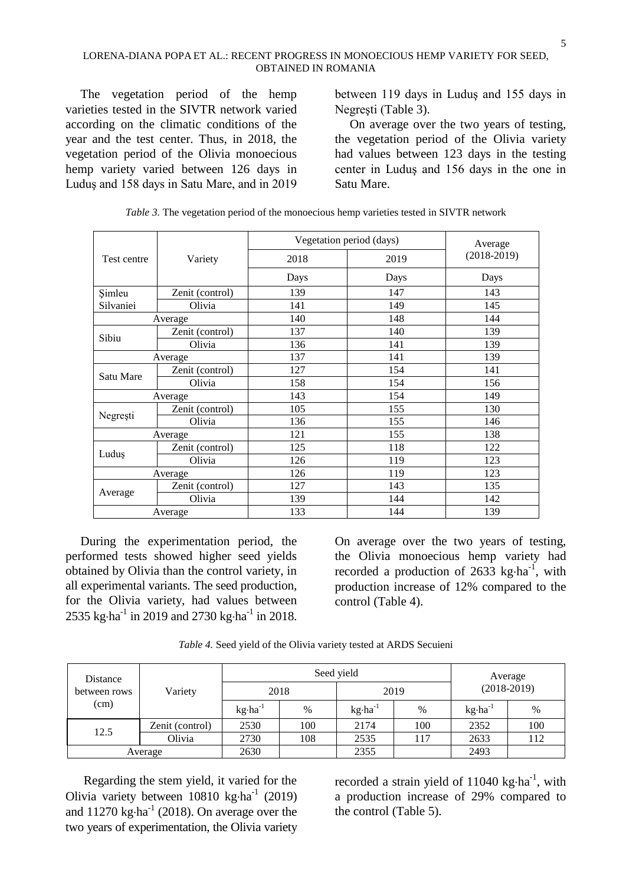The vegetation period of the hemp varieties tested in the SIVTR network varied according on the climatic conditions of the year and the test center. Thus, in 2018, the vegetation period of the Olivia monoecious hemp variety varied between 126 days in Luduş and 158 days in Satu Mare, and in 2019 between 119 days in Luduş and 155 days in Negreşti (Table 3).

On average over the two years of testing, the vegetation period of the Olivia variety had values between 123 days in the testing center in Luduş and 156 days in the one in Satu Mare.

*Table 3.* The vegetation period of the monoecious hemp varieties tested in SIVTR network

| Test centre | Variety | Vegetation period (days) | | Average (2018-2019) |
|---|---|---|---|---|
| | | 2018 | 2019 | |
| | | Days | Days | Days |
| Şimleu Silvaniei | Zenit (control) | 139 | 147 | 143 |
| | Olivia | 141 | 149 | 145 |
| Average | | 140 | 148 | 144 |
| Sibiu | Zenit (control) | 137 | 140 | 139 |
| | Olivia | 136 | 141 | 139 |
| Average | | 137 | 141 | 139 |
| Satu Mare | Zenit (control) | 127 | 154 | 141 |
| | Olivia | 158 | 154 | 156 |
| Average | | 143 | 154 | 149 |
| Negreşti | Zenit (control) | 105 | 155 | 130 |
| | Olivia | 136 | 155 | 146 |
| Average | | 121 | 155 | 138 |
| Luduş | Zenit (control) | 125 | 118 | 122 |
| | Olivia | 126 | 119 | 123 |
| Average | | 126 | 119 | 123 |
| Average | Zenit (control) | 127 | 143 | 135 |
| | Olivia | 139 | 144 | 142 |
| Average | | 133 | 144 | 139 |

During the experimentation period, the performed tests showed higher seed yields obtained by Olivia than the control variety, in all experimental variants. The seed production, for the Olivia variety, had values between 2535 $kg{\cdot}ha^{-1}$ in 2019 and 2730 $kg{\cdot}ha^{-1}$ in 2018. On average over the two years of testing, the Olivia monoecious hemp variety had recorded a production of 2633 $kg{\cdot}ha^{-1}$, with production increase of 12% compared to the control (Table 4).

*Table 4.* Seed yield of the Olivia variety tested at ARDS Secuieni

| Distance between rows (cm) | Variety | Seed yield | | | | Average (2018-2019) | |
|---|---|---|---|---|---|---|---|
| | | 2018 | | 2019 | | | |
| | | $kg{\cdot}ha^{-1}$ | % | $kg{\cdot}ha^{-1}$ | % | $kg{\cdot}ha^{-1}$ | % |
| 12.5 | Zenit (control) | 2530 | 100 | 2174 | 100 | 2352 | 100 |
| | Olivia | 2730 | 108 | 2535 | 117 | 2633 | 112 |
| Average | | 2630 | | 2355 | | 2493 | |

Regarding the stem yield, it varied for the Olivia variety between 10810 $kg{\cdot}ha^{-1}$ (2019) and 11270 $kg{\cdot}ha^{-1}$ (2018). On average over the two years of experimentation, the Olivia variety recorded a strain yield of 11040 $kg{\cdot}ha^{-1}$, with a production increase of 29% compared to the control (Table 5).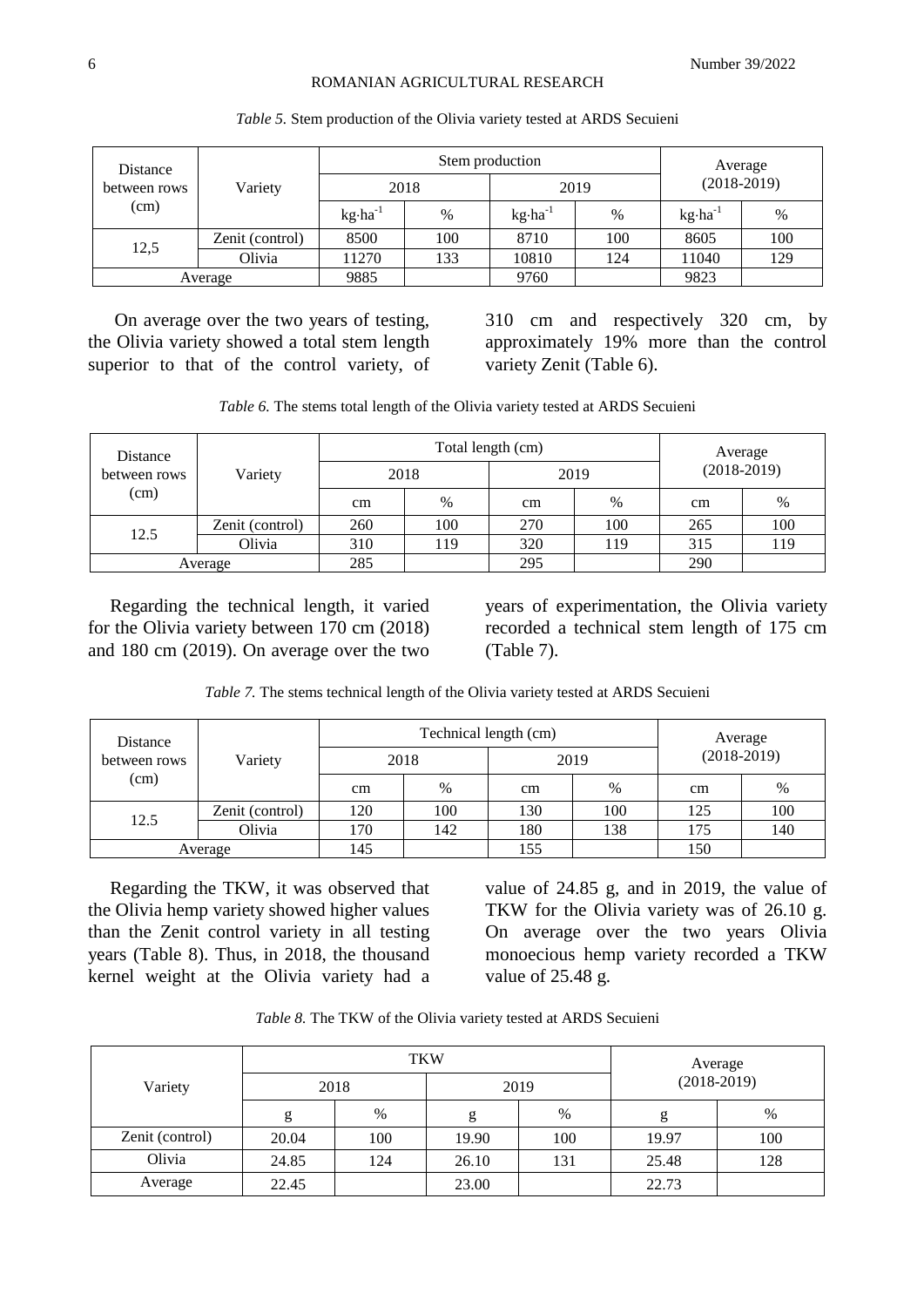*Table 5.* Stem production of the Olivia variety tested at ARDS Secuieni

| Distance between rows (cm) | Variety | Stem production | | | | Average (2018-2019) | |
|---|---|---|---|---|---|---|---|
| | | 2018 | | 2019 | | | |
| | | $kg{\cdot}ha^{-1}$ | % | $kg{\cdot}ha^{-1}$ | % | $kg{\cdot}ha^{-1}$ | % |
| 12,5 | Zenit (control) | 8500 | 100 | 8710 | 100 | 8605 | 100 |
| | Olivia | 11270 | 133 | 10810 | 124 | 11040 | 129 |
| Average | | 9885 | | 9760 | | 9823 | |

On average over the two years of testing, the Olivia variety showed a total stem length superior to that of the control variety, of 310 cm and respectively 320 cm, by approximately 19% more than the control variety Zenit (Table 6).

*Table 6.* The stems total length of the Olivia variety tested at ARDS Secuieni

| Distance between rows (cm) | Variety | Total length (cm) | | | | Average (2018-2019) | |
|---|---|---|---|---|---|---|---|
| | | 2018 | | 2019 | | | |
| | | cm | % | cm | % | cm | % |
| 12.5 | Zenit (control) | 260 | 100 | 270 | 100 | 265 | 100 |
| | Olivia | 310 | 119 | 320 | 119 | 315 | 119 |
| Average | | 285 | | 295 | | 290 | |

Regarding the technical length, it varied for the Olivia variety between 170 cm (2018) and 180 cm (2019). On average over the two years of experimentation, the Olivia variety recorded a technical stem length of 175 cm (Table 7).

*Table 7.* The stems technical length of the Olivia variety tested at ARDS Secuieni

| Distance between rows (cm) | Variety | Technical length (cm) | | | | Average (2018-2019) | |
|---|---|---|---|---|---|---|---|
| | | 2018 | | 2019 | | | |
| | | cm | % | cm | % | cm | % |
| 12.5 | Zenit (control) | 120 | 100 | 130 | 100 | 125 | 100 |
| | Olivia | 170 | 142 | 180 | 138 | 175 | 140 |
| Average | | 145 | | 155 | | 150 | |

Regarding the TKW, it was observed that the Olivia hemp variety showed higher values than the Zenit control variety in all testing years (Table 8). Thus, in 2018, the thousand kernel weight at the Olivia variety had a value of 24.85 g, and in 2019, the value of TKW for the Olivia variety was of 26.10 g. On average over the two years Olivia monoecious hemp variety recorded a TKW value of 25.48 g.

*Table 8.* The TKW of the Olivia variety tested at ARDS Secuieni

| Variety | TKW | | | | Average (2018-2019) | |
|---|---|---|---|---|---|---|
| | 2018 | | 2019 | | | |
| | g | % | g | % | g | % |
| Zenit (control) | 20.04 | 100 | 19.90 | 100 | 19.97 | 100 |
| Olivia | 24.85 | 124 | 26.10 | 131 | 25.48 | 128 |
| Average | 22.45 | | 23.00 | | 22.73 | |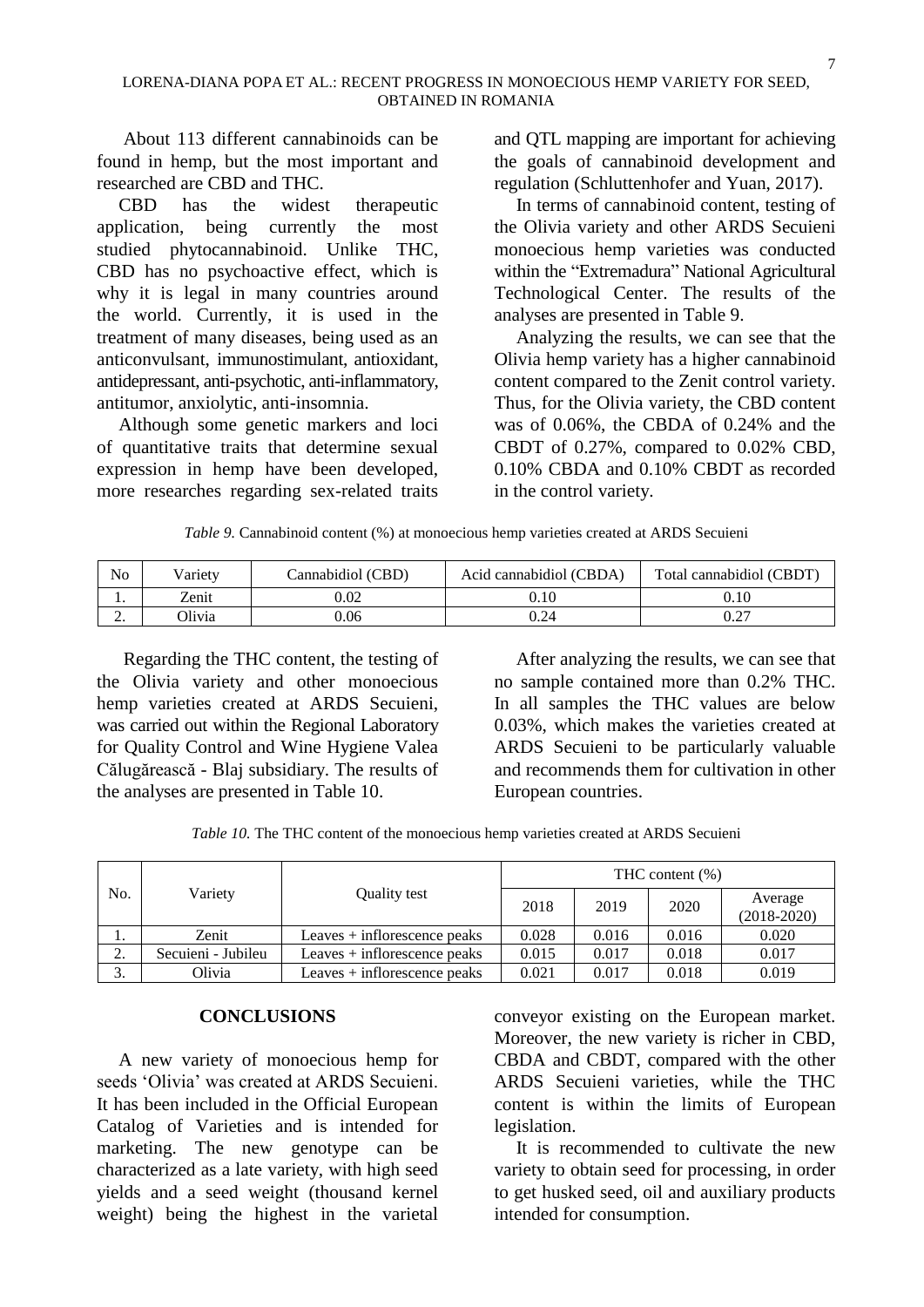About 113 different cannabinoids can be found in hemp, but the most important and researched are CBD and THC.

CBD has the widest therapeutic application, being currently the most studied phytocannabinoid. Unlike THC, CBD has no psychoactive effect, which is why it is legal in many countries around the world. Currently, it is used in the treatment of many diseases, being used as an anticonvulsant, immunostimulant, antioxidant, antidepressant, anti-psychotic, anti-inflammatory, antitumor, anxiolytic, anti-insomnia.

Although some genetic markers and loci of quantitative traits that determine sexual expression in hemp have been developed, more researches regarding sex-related traits and QTL mapping are important for achieving the goals of cannabinoid development and regulation (Schluttenhofer and Yuan, 2017).

In terms of cannabinoid content, testing of the Olivia variety and other ARDS Secuieni monoecious hemp varieties was conducted within the "Extremadura" National Agricultural Technological Center. The results of the analyses are presented in Table 9.

Analyzing the results, we can see that the Olivia hemp variety has a higher cannabinoid content compared to the Zenit control variety. Thus, for the Olivia variety, the CBD content was of 0.06%, the CBDA of 0.24% and the CBDT of 0.27%, compared to 0.02% CBD, 0.10% CBDA and 0.10% CBDT as recorded in the control variety.

*Table 9.* Cannabinoid content (%) at monoecious hemp varieties created at ARDS Secuieni

| No | Variety | Cannabidiol (CBD) | Acid cannabidiol (CBDA) | Total cannabidiol (CBDT) |
|---|---|---|---|---|
| 1. | Zenit | 0.02 | 0.10 | 0.10 |
| 2. | Olivia | 0.06 | 0.24 | 0.27 |

Regarding the THC content, the testing of the Olivia variety and other monoecious hemp varieties created at ARDS Secuieni, was carried out within the Regional Laboratory for Quality Control and Wine Hygiene Valea Călugărească - Blaj subsidiary. The results of the analyses are presented in Table 10.

After analyzing the results, we can see that no sample contained more than 0.2% THC. In all samples the THC values are below 0.03%, which makes the varieties created at ARDS Secuieni to be particularly valuable and recommends them for cultivation in other European countries.

*Table 10.* The THC content of the monoecious hemp varieties created at ARDS Secuieni

| No. | Variety | Quality test | THC content (%) | | | |
|---|---|---|---|---|---|---|
| | | | 2018 | 2019 | 2020 | Average (2018-2020) |
| 1. | Zenit | Leaves + inflorescence peaks | 0.028 | 0.016 | 0.016 | 0.020 |
| 2. | Secuieni - Jubileu | Leaves + inflorescence peaks | 0.015 | 0.017 | 0.018 | 0.017 |
| 3. | Olivia | Leaves + inflorescence peaks | 0.021 | 0.017 | 0.018 | 0.019 |

## CONCLUSIONS

A new variety of monoecious hemp for seeds 'Olivia' was created at ARDS Secuieni. It has been included in the Official European Catalog of Varieties and is intended for marketing. The new genotype can be characterized as a late variety, with high seed yields and a seed weight (thousand kernel weight) being the highest in the varietal conveyor existing on the European market. Moreover, the new variety is richer in CBD, CBDA and CBDT, compared with the other ARDS Secuieni varieties, while the THC content is within the limits of European legislation.

It is recommended to cultivate the new variety to obtain seed for processing, in order to get husked seed, oil and auxiliary products intended for consumption.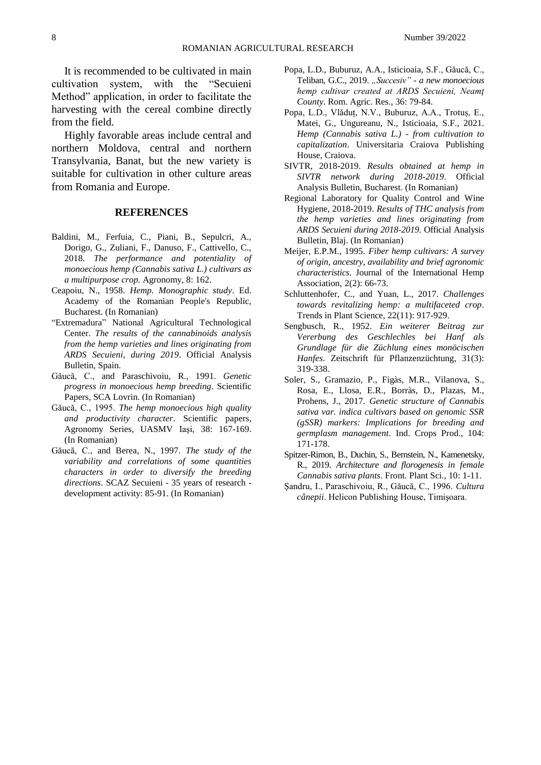It is recommended to be cultivated in main cultivation system, with the "Secuieni Method" application, in order to facilitate the harvesting with the cereal combine directly from the field.

Highly favorable areas include central and northern Moldova, central and northern Transylvania, Banat, but the new variety is suitable for cultivation in other culture areas from Romania and Europe.

## REFERENCES

Baldini, M., Ferfuia, C., Piani, B., Sepulcri, A., Dorigo, G., Zuliani, F., Danuso, F., Cattivello, C., 2018. *The performance and potentiality of monoecious hemp (Cannabis sativa L.) cultivars as a multipurpose crop.* Agronomy, 8: 162.

Ceapoiu, N., 1958. *Hemp. Monographic study*. Ed. Academy of the Romanian People's Republic, Bucharest. (In Romanian)

"Extremadura" National Agricultural Technological Center. *The results of the cannabinoids analysis from the hemp varieties and lines originating from ARDS Secuieni, during 2019*. Official Analysis Bulletin, Spain.

Găucă, C., and Paraschivoiu, R., 1991. *Genetic progress in monoecious hemp breeding*. Scientific Papers, SCA Lovrin. (In Romanian)

Găucă, C., 1995. *The hemp monoecious high quality and productivity character*. Scientific papers, Agronomy Series, UASMV Iaşi, 38: 167-169. (In Romanian)

Găucă, C., and Berea, N., 1997. *The study of the variability and correlations of some quantities characters in order to diversify the breeding directions*. SCAZ Secuieni - 35 years of research - development activity: 85-91. (In Romanian)

Popa, L.D., Buburuz, A.A., Isticioaia, S.F., Găucă, C., Teliban, G.C., 2019. *„Succesiv" - a new monoecious hemp cultivar created at ARDS Secuieni, Neamţ County*. Rom. Agric. Res., 36: 79-84.

Popa, L.D., Vlăduţ, N.V., Buburuz, A.A., Trotuş, E., Matei, G., Ungureanu, N., Isticioaia, S.F., 2021. *Hemp (Cannabis sativa L.) - from cultivation to capitalization*. Universitaria Craiova Publishing House, Craiova.

SIVTR, 2018-2019. *Results obtained at hemp in SIVTR network during 2018-2019*. Official Analysis Bulletin, Bucharest. (In Romanian)

Regional Laboratory for Quality Control and Wine Hygiene, 2018-2019. *Results of THC analysis from the hemp varieties and lines originating from ARDS Secuieni during 2018-2019*. Official Analysis Bulletin, Blaj. (In Romanian)

Meijer, E.P.M., 1995. *Fiber hemp cultivars: A survey of origin, ancestry, availability and brief agronomic characteristics*. Journal of the International Hemp Association, 2(2): 66-73.

Schluttenhofer, C., and Yuan, L., 2017. *Challenges towards revitalizing hemp: a multifaceted crop*. Trends in Plant Science, 22(11): 917-929.

Sengbusch, R., 1952. *Ein weiterer Beitrag zur Vererbung des Geschlechles bei Hanf als Grundlage für die Züchlung eines monöcischen Hanfes*. Zeitschrift für Pflanzenzüchtung, 31(3): 319-338.

Soler, S., Gramazio, P., Figàs, M.R., Vilanova, S., Rosa, E., Llosa, E.R., Borràs, D., Plazas, M., Prohens, J., 2017. *Genetic structure of Cannabis sativa var. indica cultivars based on genomic SSR (gSSR) markers: Implications for breeding and germplasm management*. Ind. Crops Prod., 104: 171-178.

Spitzer-Rimon, B., Duchin, S., Bernstein, N., Kamenetsky, R., 2019. *Architecture and florogenesis in female Cannabis sativa plants*. Front. Plant Sci., 10: 1-11.

Şandru, I., Paraschivoiu, R., Găucă, C., 1996. *Cultura cânepii*. Helicon Publishing House, Timişoara.